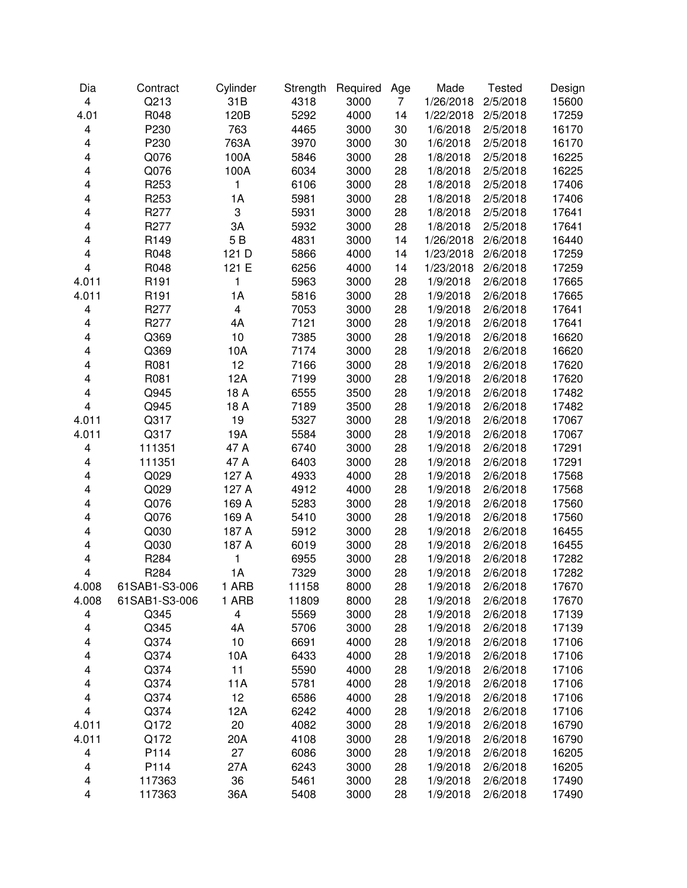| Dia | Contract | Cylinder | Strength | Required | Age | Made | Tested | Design |
|---|---|---|---|---|---|---|---|---|
| 4 | Q213 | 31B | 4318 | 3000 | 7 | 1/26/2018 | 2/5/2018 | 15600 |
| 4.01 | R048 | 120B | 5292 | 4000 | 14 | 1/22/2018 | 2/5/2018 | 17259 |
| 4 | P230 | 763 | 4465 | 3000 | 30 | 1/6/2018 | 2/5/2018 | 16170 |
| 4 | P230 | 763A | 3970 | 3000 | 30 | 1/6/2018 | 2/5/2018 | 16170 |
| 4 | Q076 | 100A | 5846 | 3000 | 28 | 1/8/2018 | 2/5/2018 | 16225 |
| 4 | Q076 | 100A | 6034 | 3000 | 28 | 1/8/2018 | 2/5/2018 | 16225 |
| 4 | R253 | 1 | 6106 | 3000 | 28 | 1/8/2018 | 2/5/2018 | 17406 |
| 4 | R253 | 1A | 5981 | 3000 | 28 | 1/8/2018 | 2/5/2018 | 17406 |
| 4 | R277 | 3 | 5931 | 3000 | 28 | 1/8/2018 | 2/5/2018 | 17641 |
| 4 | R277 | 3A | 5932 | 3000 | 28 | 1/8/2018 | 2/5/2018 | 17641 |
| 4 | R149 | 5 B | 4831 | 3000 | 14 | 1/26/2018 | 2/6/2018 | 16440 |
| 4 | R048 | 121 D | 5866 | 4000 | 14 | 1/23/2018 | 2/6/2018 | 17259 |
| 4 | R048 | 121 E | 6256 | 4000 | 14 | 1/23/2018 | 2/6/2018 | 17259 |
| 4.011 | R191 | 1 | 5963 | 3000 | 28 | 1/9/2018 | 2/6/2018 | 17665 |
| 4.011 | R191 | 1A | 5816 | 3000 | 28 | 1/9/2018 | 2/6/2018 | 17665 |
| 4 | R277 | 4 | 7053 | 3000 | 28 | 1/9/2018 | 2/6/2018 | 17641 |
| 4 | R277 | 4A | 7121 | 3000 | 28 | 1/9/2018 | 2/6/2018 | 17641 |
| 4 | Q369 | 10 | 7385 | 3000 | 28 | 1/9/2018 | 2/6/2018 | 16620 |
| 4 | Q369 | 10A | 7174 | 3000 | 28 | 1/9/2018 | 2/6/2018 | 16620 |
| 4 | R081 | 12 | 7166 | 3000 | 28 | 1/9/2018 | 2/6/2018 | 17620 |
| 4 | R081 | 12A | 7199 | 3000 | 28 | 1/9/2018 | 2/6/2018 | 17620 |
| 4 | Q945 | 18 A | 6555 | 3500 | 28 | 1/9/2018 | 2/6/2018 | 17482 |
| 4 | Q945 | 18 A | 7189 | 3500 | 28 | 1/9/2018 | 2/6/2018 | 17482 |
| 4.011 | Q317 | 19 | 5327 | 3000 | 28 | 1/9/2018 | 2/6/2018 | 17067 |
| 4.011 | Q317 | 19A | 5584 | 3000 | 28 | 1/9/2018 | 2/6/2018 | 17067 |
| 4 | 111351 | 47 A | 6740 | 3000 | 28 | 1/9/2018 | 2/6/2018 | 17291 |
| 4 | 111351 | 47 A | 6403 | 3000 | 28 | 1/9/2018 | 2/6/2018 | 17291 |
| 4 | Q029 | 127 A | 4933 | 4000 | 28 | 1/9/2018 | 2/6/2018 | 17568 |
| 4 | Q029 | 127 A | 4912 | 4000 | 28 | 1/9/2018 | 2/6/2018 | 17568 |
| 4 | Q076 | 169 A | 5283 | 3000 | 28 | 1/9/2018 | 2/6/2018 | 17560 |
| 4 | Q076 | 169 A | 5410 | 3000 | 28 | 1/9/2018 | 2/6/2018 | 17560 |
| 4 | Q030 | 187 A | 5912 | 3000 | 28 | 1/9/2018 | 2/6/2018 | 16455 |
| 4 | Q030 | 187 A | 6019 | 3000 | 28 | 1/9/2018 | 2/6/2018 | 16455 |
| 4 | R284 | 1 | 6955 | 3000 | 28 | 1/9/2018 | 2/6/2018 | 17282 |
| 4 | R284 | 1A | 7329 | 3000 | 28 | 1/9/2018 | 2/6/2018 | 17282 |
| 4.008 | 61SAB1-S3-006 | 1 ARB | 11158 | 8000 | 28 | 1/9/2018 | 2/6/2018 | 17670 |
| 4.008 | 61SAB1-S3-006 | 1 ARB | 11809 | 8000 | 28 | 1/9/2018 | 2/6/2018 | 17670 |
| 4 | Q345 | 4 | 5569 | 3000 | 28 | 1/9/2018 | 2/6/2018 | 17139 |
| 4 | Q345 | 4A | 5706 | 3000 | 28 | 1/9/2018 | 2/6/2018 | 17139 |
| 4 | Q374 | 10 | 6691 | 4000 | 28 | 1/9/2018 | 2/6/2018 | 17106 |
| 4 | Q374 | 10A | 6433 | 4000 | 28 | 1/9/2018 | 2/6/2018 | 17106 |
| 4 | Q374 | 11 | 5590 | 4000 | 28 | 1/9/2018 | 2/6/2018 | 17106 |
| 4 | Q374 | 11A | 5781 | 4000 | 28 | 1/9/2018 | 2/6/2018 | 17106 |
| 4 | Q374 | 12 | 6586 | 4000 | 28 | 1/9/2018 | 2/6/2018 | 17106 |
| 4 | Q374 | 12A | 6242 | 4000 | 28 | 1/9/2018 | 2/6/2018 | 17106 |
| 4.011 | Q172 | 20 | 4082 | 3000 | 28 | 1/9/2018 | 2/6/2018 | 16790 |
| 4.011 | Q172 | 20A | 4108 | 3000 | 28 | 1/9/2018 | 2/6/2018 | 16790 |
| 4 | P114 | 27 | 6086 | 3000 | 28 | 1/9/2018 | 2/6/2018 | 16205 |
| 4 | P114 | 27A | 6243 | 3000 | 28 | 1/9/2018 | 2/6/2018 | 16205 |
| 4 | 117363 | 36 | 5461 | 3000 | 28 | 1/9/2018 | 2/6/2018 | 17490 |
| 4 | 117363 | 36A | 5408 | 3000 | 28 | 1/9/2018 | 2/6/2018 | 17490 |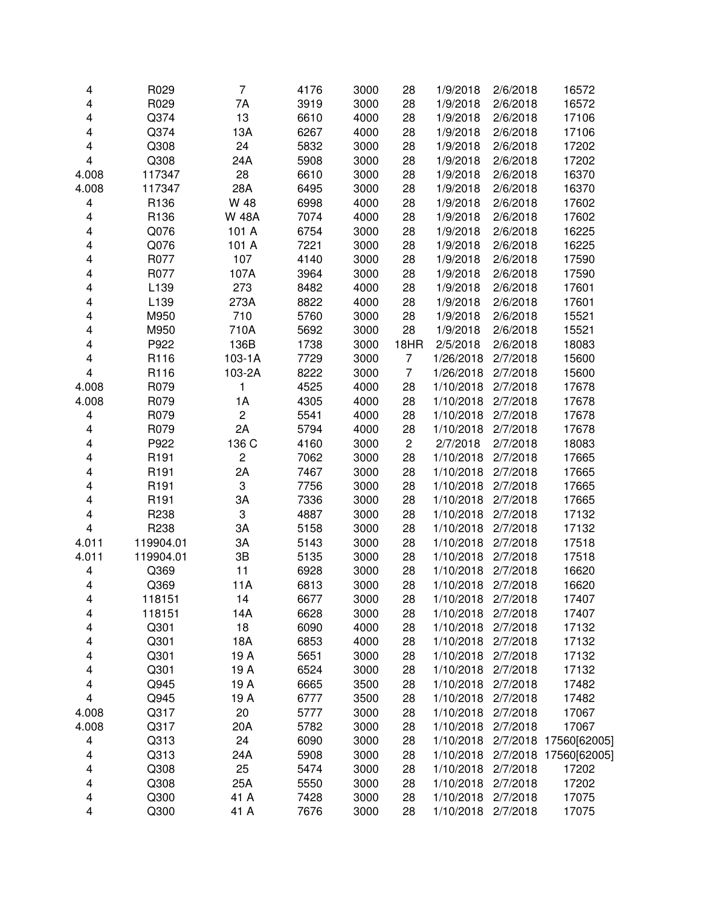| | | | | | | | | |
|---|---|---|---|---|---|---|---|---|
| 4 | R029 | 7 | 4176 | 3000 | 28 | 1/9/2018 | 2/6/2018 | 16572 |
| 4 | R029 | 7A | 3919 | 3000 | 28 | 1/9/2018 | 2/6/2018 | 16572 |
| 4 | Q374 | 13 | 6610 | 4000 | 28 | 1/9/2018 | 2/6/2018 | 17106 |
| 4 | Q374 | 13A | 6267 | 4000 | 28 | 1/9/2018 | 2/6/2018 | 17106 |
| 4 | Q308 | 24 | 5832 | 3000 | 28 | 1/9/2018 | 2/6/2018 | 17202 |
| 4 | Q308 | 24A | 5908 | 3000 | 28 | 1/9/2018 | 2/6/2018 | 17202 |
| 4.008 | 117347 | 28 | 6610 | 3000 | 28 | 1/9/2018 | 2/6/2018 | 16370 |
| 4.008 | 117347 | 28A | 6495 | 3000 | 28 | 1/9/2018 | 2/6/2018 | 16370 |
| 4 | R136 | W 48 | 6998 | 4000 | 28 | 1/9/2018 | 2/6/2018 | 17602 |
| 4 | R136 | W 48A | 7074 | 4000 | 28 | 1/9/2018 | 2/6/2018 | 17602 |
| 4 | Q076 | 101 A | 6754 | 3000 | 28 | 1/9/2018 | 2/6/2018 | 16225 |
| 4 | Q076 | 101 A | 7221 | 3000 | 28 | 1/9/2018 | 2/6/2018 | 16225 |
| 4 | R077 | 107 | 4140 | 3000 | 28 | 1/9/2018 | 2/6/2018 | 17590 |
| 4 | R077 | 107A | 3964 | 3000 | 28 | 1/9/2018 | 2/6/2018 | 17590 |
| 4 | L139 | 273 | 8482 | 4000 | 28 | 1/9/2018 | 2/6/2018 | 17601 |
| 4 | L139 | 273A | 8822 | 4000 | 28 | 1/9/2018 | 2/6/2018 | 17601 |
| 4 | M950 | 710 | 5760 | 3000 | 28 | 1/9/2018 | 2/6/2018 | 15521 |
| 4 | M950 | 710A | 5692 | 3000 | 28 | 1/9/2018 | 2/6/2018 | 15521 |
| 4 | P922 | 136B | 1738 | 3000 | 18HR | 2/5/2018 | 2/6/2018 | 18083 |
| 4 | R116 | 103-1A | 7729 | 3000 | 7 | 1/26/2018 | 2/7/2018 | 15600 |
| 4 | R116 | 103-2A | 8222 | 3000 | 7 | 1/26/2018 | 2/7/2018 | 15600 |
| 4.008 | R079 | 1 | 4525 | 4000 | 28 | 1/10/2018 | 2/7/2018 | 17678 |
| 4.008 | R079 | 1A | 4305 | 4000 | 28 | 1/10/2018 | 2/7/2018 | 17678 |
| 4 | R079 | 2 | 5541 | 4000 | 28 | 1/10/2018 | 2/7/2018 | 17678 |
| 4 | R079 | 2A | 5794 | 4000 | 28 | 1/10/2018 | 2/7/2018 | 17678 |
| 4 | P922 | 136 C | 4160 | 3000 | 2 | 2/7/2018 | 2/7/2018 | 18083 |
| 4 | R191 | 2 | 7062 | 3000 | 28 | 1/10/2018 | 2/7/2018 | 17665 |
| 4 | R191 | 2A | 7467 | 3000 | 28 | 1/10/2018 | 2/7/2018 | 17665 |
| 4 | R191 | 3 | 7756 | 3000 | 28 | 1/10/2018 | 2/7/2018 | 17665 |
| 4 | R191 | 3A | 7336 | 3000 | 28 | 1/10/2018 | 2/7/2018 | 17665 |
| 4 | R238 | 3 | 4887 | 3000 | 28 | 1/10/2018 | 2/7/2018 | 17132 |
| 4 | R238 | 3A | 5158 | 3000 | 28 | 1/10/2018 | 2/7/2018 | 17132 |
| 4.011 | 119904.01 | 3A | 5143 | 3000 | 28 | 1/10/2018 | 2/7/2018 | 17518 |
| 4.011 | 119904.01 | 3B | 5135 | 3000 | 28 | 1/10/2018 | 2/7/2018 | 17518 |
| 4 | Q369 | 11 | 6928 | 3000 | 28 | 1/10/2018 | 2/7/2018 | 16620 |
| 4 | Q369 | 11A | 6813 | 3000 | 28 | 1/10/2018 | 2/7/2018 | 16620 |
| 4 | 118151 | 14 | 6677 | 3000 | 28 | 1/10/2018 | 2/7/2018 | 17407 |
| 4 | 118151 | 14A | 6628 | 3000 | 28 | 1/10/2018 | 2/7/2018 | 17407 |
| 4 | Q301 | 18 | 6090 | 4000 | 28 | 1/10/2018 | 2/7/2018 | 17132 |
| 4 | Q301 | 18A | 6853 | 4000 | 28 | 1/10/2018 | 2/7/2018 | 17132 |
| 4 | Q301 | 19 A | 5651 | 3000 | 28 | 1/10/2018 | 2/7/2018 | 17132 |
| 4 | Q301 | 19 A | 6524 | 3000 | 28 | 1/10/2018 | 2/7/2018 | 17132 |
| 4 | Q945 | 19 A | 6665 | 3500 | 28 | 1/10/2018 | 2/7/2018 | 17482 |
| 4 | Q945 | 19 A | 6777 | 3500 | 28 | 1/10/2018 | 2/7/2018 | 17482 |
| 4.008 | Q317 | 20 | 5777 | 3000 | 28 | 1/10/2018 | 2/7/2018 | 17067 |
| 4.008 | Q317 | 20A | 5782 | 3000 | 28 | 1/10/2018 | 2/7/2018 | 17067 |
| 4 | Q313 | 24 | 6090 | 3000 | 28 | 1/10/2018 | 2/7/2018 | 17560[62005] |
| 4 | Q313 | 24A | 5908 | 3000 | 28 | 1/10/2018 | 2/7/2018 | 17560[62005] |
| 4 | Q308 | 25 | 5474 | 3000 | 28 | 1/10/2018 | 2/7/2018 | 17202 |
| 4 | Q308 | 25A | 5550 | 3000 | 28 | 1/10/2018 | 2/7/2018 | 17202 |
| 4 | Q300 | 41 A | 7428 | 3000 | 28 | 1/10/2018 | 2/7/2018 | 17075 |
| 4 | Q300 | 41 A | 7676 | 3000 | 28 | 1/10/2018 | 2/7/2018 | 17075 |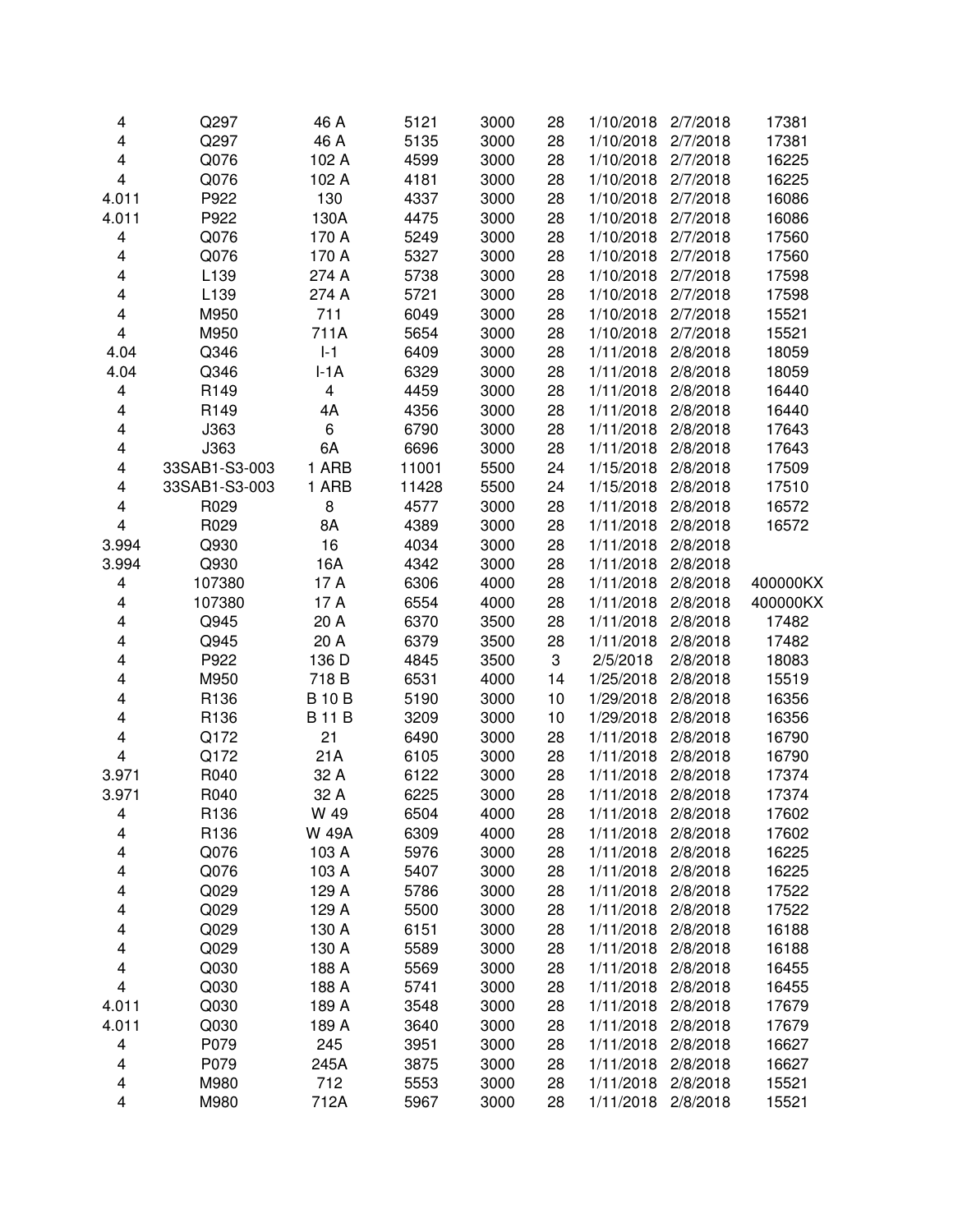| | | | | | | | | |
|---|---|---|---|---|---|---|---|---|
| 4 | Q297 | 46 A | 5121 | 3000 | 28 | 1/10/2018 | 2/7/2018 | 17381 |
| 4 | Q297 | 46 A | 5135 | 3000 | 28 | 1/10/2018 | 2/7/2018 | 17381 |
| 4 | Q076 | 102 A | 4599 | 3000 | 28 | 1/10/2018 | 2/7/2018 | 16225 |
| 4 | Q076 | 102 A | 4181 | 3000 | 28 | 1/10/2018 | 2/7/2018 | 16225 |
| 4.011 | P922 | 130 | 4337 | 3000 | 28 | 1/10/2018 | 2/7/2018 | 16086 |
| 4.011 | P922 | 130A | 4475 | 3000 | 28 | 1/10/2018 | 2/7/2018 | 16086 |
| 4 | Q076 | 170 A | 5249 | 3000 | 28 | 1/10/2018 | 2/7/2018 | 17560 |
| 4 | Q076 | 170 A | 5327 | 3000 | 28 | 1/10/2018 | 2/7/2018 | 17560 |
| 4 | L139 | 274 A | 5738 | 3000 | 28 | 1/10/2018 | 2/7/2018 | 17598 |
| 4 | L139 | 274 A | 5721 | 3000 | 28 | 1/10/2018 | 2/7/2018 | 17598 |
| 4 | M950 | 711 | 6049 | 3000 | 28 | 1/10/2018 | 2/7/2018 | 15521 |
| 4 | M950 | 711A | 5654 | 3000 | 28 | 1/10/2018 | 2/7/2018 | 15521 |
| 4.04 | Q346 | I-1 | 6409 | 3000 | 28 | 1/11/2018 | 2/8/2018 | 18059 |
| 4.04 | Q346 | I-1A | 6329 | 3000 | 28 | 1/11/2018 | 2/8/2018 | 18059 |
| 4 | R149 | 4 | 4459 | 3000 | 28 | 1/11/2018 | 2/8/2018 | 16440 |
| 4 | R149 | 4A | 4356 | 3000 | 28 | 1/11/2018 | 2/8/2018 | 16440 |
| 4 | J363 | 6 | 6790 | 3000 | 28 | 1/11/2018 | 2/8/2018 | 17643 |
| 4 | J363 | 6A | 6696 | 3000 | 28 | 1/11/2018 | 2/8/2018 | 17643 |
| 4 | 33SAB1-S3-003 | 1 ARB | 11001 | 5500 | 24 | 1/15/2018 | 2/8/2018 | 17509 |
| 4 | 33SAB1-S3-003 | 1 ARB | 11428 | 5500 | 24 | 1/15/2018 | 2/8/2018 | 17510 |
| 4 | R029 | 8 | 4577 | 3000 | 28 | 1/11/2018 | 2/8/2018 | 16572 |
| 4 | R029 | 8A | 4389 | 3000 | 28 | 1/11/2018 | 2/8/2018 | 16572 |
| 3.994 | Q930 | 16 | 4034 | 3000 | 28 | 1/11/2018 | 2/8/2018 | |
| 3.994 | Q930 | 16A | 4342 | 3000 | 28 | 1/11/2018 | 2/8/2018 | |
| 4 | 107380 | 17 A | 6306 | 4000 | 28 | 1/11/2018 | 2/8/2018 | 400000KX |
| 4 | 107380 | 17 A | 6554 | 4000 | 28 | 1/11/2018 | 2/8/2018 | 400000KX |
| 4 | Q945 | 20 A | 6370 | 3500 | 28 | 1/11/2018 | 2/8/2018 | 17482 |
| 4 | Q945 | 20 A | 6379 | 3500 | 28 | 1/11/2018 | 2/8/2018 | 17482 |
| 4 | P922 | 136 D | 4845 | 3500 | 3 | 2/5/2018 | 2/8/2018 | 18083 |
| 4 | M950 | 718 B | 6531 | 4000 | 14 | 1/25/2018 | 2/8/2018 | 15519 |
| 4 | R136 | B 10 B | 5190 | 3000 | 10 | 1/29/2018 | 2/8/2018 | 16356 |
| 4 | R136 | B 11 B | 3209 | 3000 | 10 | 1/29/2018 | 2/8/2018 | 16356 |
| 4 | Q172 | 21 | 6490 | 3000 | 28 | 1/11/2018 | 2/8/2018 | 16790 |
| 4 | Q172 | 21A | 6105 | 3000 | 28 | 1/11/2018 | 2/8/2018 | 16790 |
| 3.971 | R040 | 32 A | 6122 | 3000 | 28 | 1/11/2018 | 2/8/2018 | 17374 |
| 3.971 | R040 | 32 A | 6225 | 3000 | 28 | 1/11/2018 | 2/8/2018 | 17374 |
| 4 | R136 | W 49 | 6504 | 4000 | 28 | 1/11/2018 | 2/8/2018 | 17602 |
| 4 | R136 | W 49A | 6309 | 4000 | 28 | 1/11/2018 | 2/8/2018 | 17602 |
| 4 | Q076 | 103 A | 5976 | 3000 | 28 | 1/11/2018 | 2/8/2018 | 16225 |
| 4 | Q076 | 103 A | 5407 | 3000 | 28 | 1/11/2018 | 2/8/2018 | 16225 |
| 4 | Q029 | 129 A | 5786 | 3000 | 28 | 1/11/2018 | 2/8/2018 | 17522 |
| 4 | Q029 | 129 A | 5500 | 3000 | 28 | 1/11/2018 | 2/8/2018 | 17522 |
| 4 | Q029 | 130 A | 6151 | 3000 | 28 | 1/11/2018 | 2/8/2018 | 16188 |
| 4 | Q029 | 130 A | 5589 | 3000 | 28 | 1/11/2018 | 2/8/2018 | 16188 |
| 4 | Q030 | 188 A | 5569 | 3000 | 28 | 1/11/2018 | 2/8/2018 | 16455 |
| 4 | Q030 | 188 A | 5741 | 3000 | 28 | 1/11/2018 | 2/8/2018 | 16455 |
| 4.011 | Q030 | 189 A | 3548 | 3000 | 28 | 1/11/2018 | 2/8/2018 | 17679 |
| 4.011 | Q030 | 189 A | 3640 | 3000 | 28 | 1/11/2018 | 2/8/2018 | 17679 |
| 4 | P079 | 245 | 3951 | 3000 | 28 | 1/11/2018 | 2/8/2018 | 16627 |
| 4 | P079 | 245A | 3875 | 3000 | 28 | 1/11/2018 | 2/8/2018 | 16627 |
| 4 | M980 | 712 | 5553 | 3000 | 28 | 1/11/2018 | 2/8/2018 | 15521 |
| 4 | M980 | 712A | 5967 | 3000 | 28 | 1/11/2018 | 2/8/2018 | 15521 |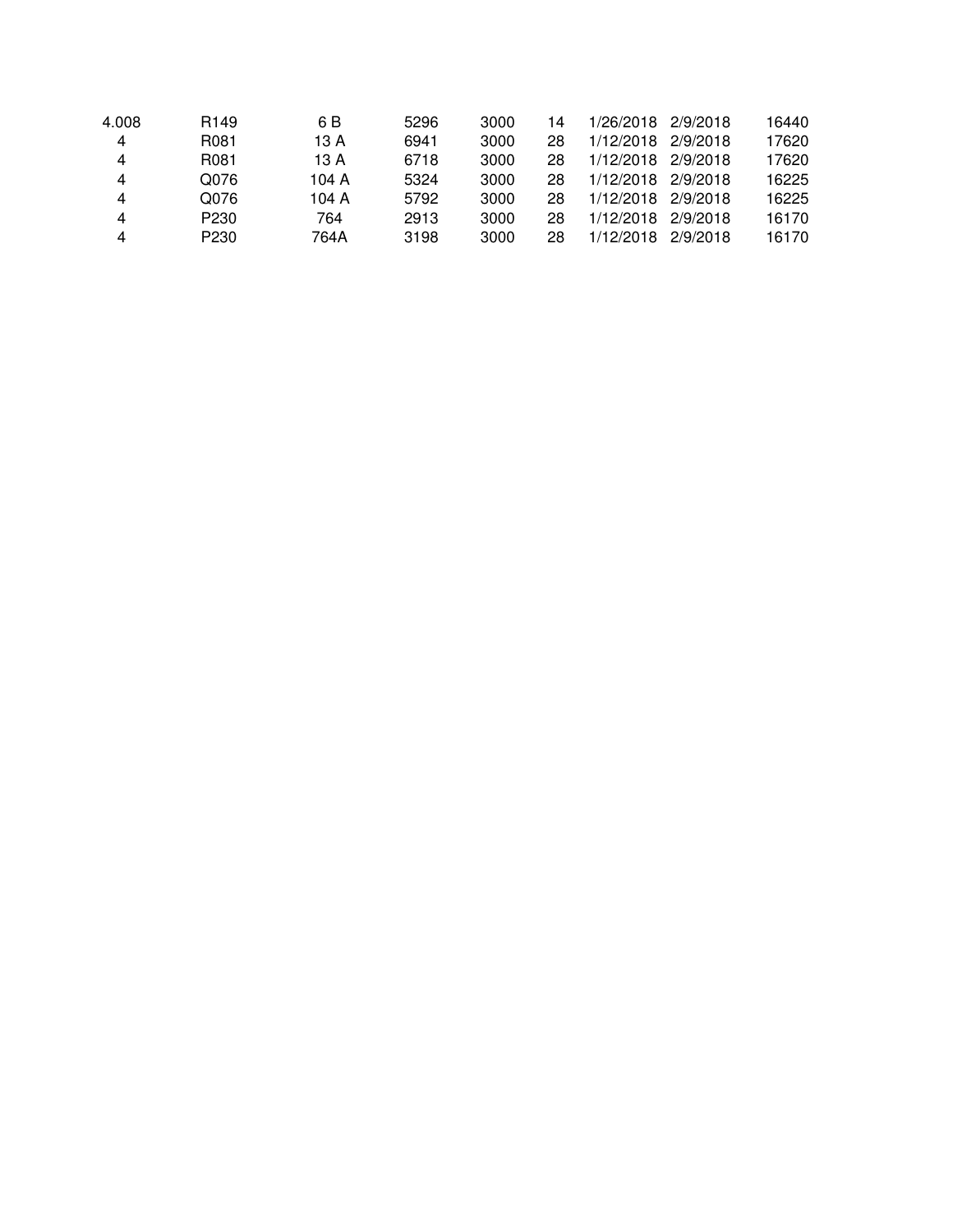| | | | | | | | | |
|---|---|---|---|---|---|---|---|---|
| 4.008 | R149 | 6 B | 5296 | 3000 | 14 | 1/26/2018 | 2/9/2018 | 16440 |
| 4 | R081 | 13 A | 6941 | 3000 | 28 | 1/12/2018 | 2/9/2018 | 17620 |
| 4 | R081 | 13 A | 6718 | 3000 | 28 | 1/12/2018 | 2/9/2018 | 17620 |
| 4 | Q076 | 104 A | 5324 | 3000 | 28 | 1/12/2018 | 2/9/2018 | 16225 |
| 4 | Q076 | 104 A | 5792 | 3000 | 28 | 1/12/2018 | 2/9/2018 | 16225 |
| 4 | P230 | 764 | 2913 | 3000 | 28 | 1/12/2018 | 2/9/2018 | 16170 |
| 4 | P230 | 764A | 3198 | 3000 | 28 | 1/12/2018 | 2/9/2018 | 16170 |